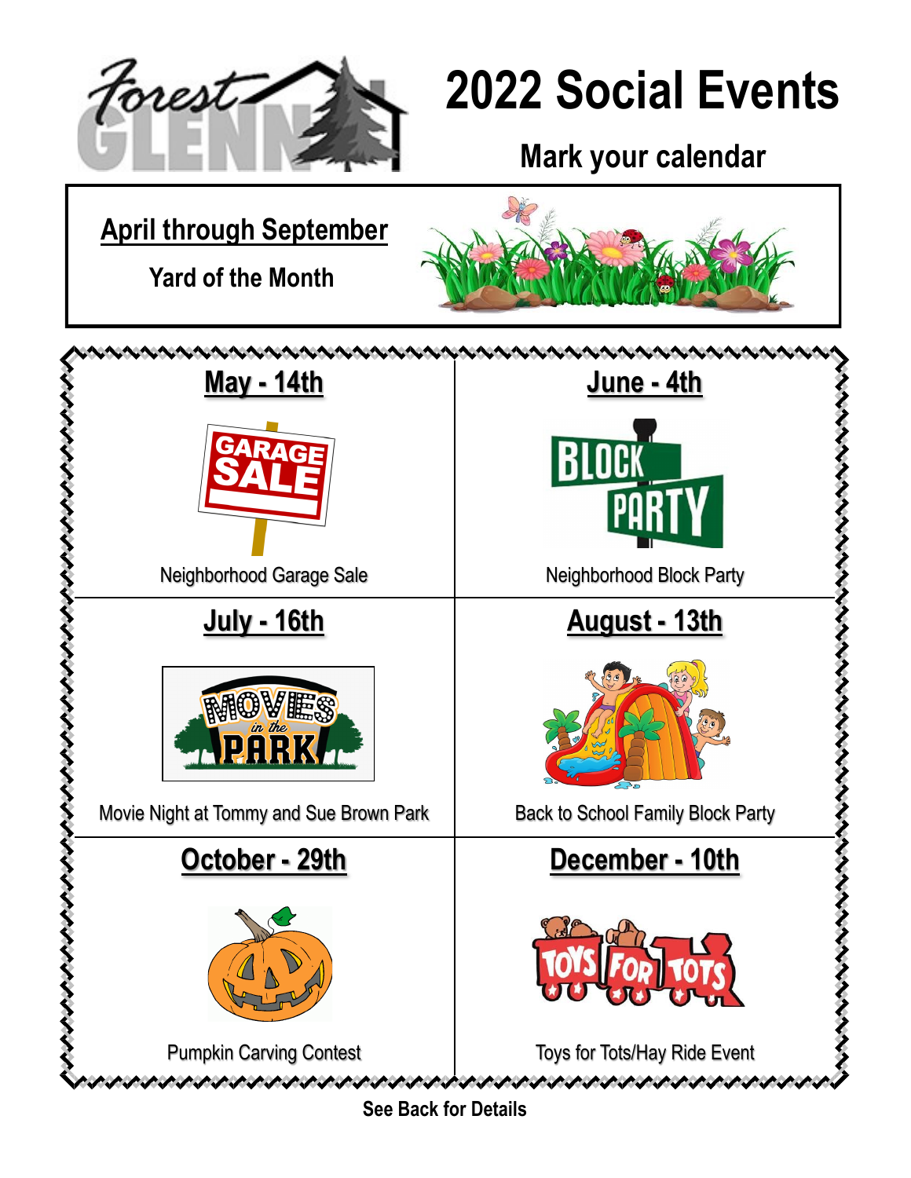# 2022 Social Events

## Mark your calendar

**April through September**

**Yard of the Month**

**May - 14th**

Neighborhood Garage Sale

**June - 4th**

Neighborhood Block Party

**July - 16th**

Movie Night at Tommy and Sue Brown Park

**August - 13th**

Back to School Family Block Party

**October - 29th**

Pumpkin Carving Contest

**December - 10th**

Toys for Tots/Hay Ride Event

**See Back for Details**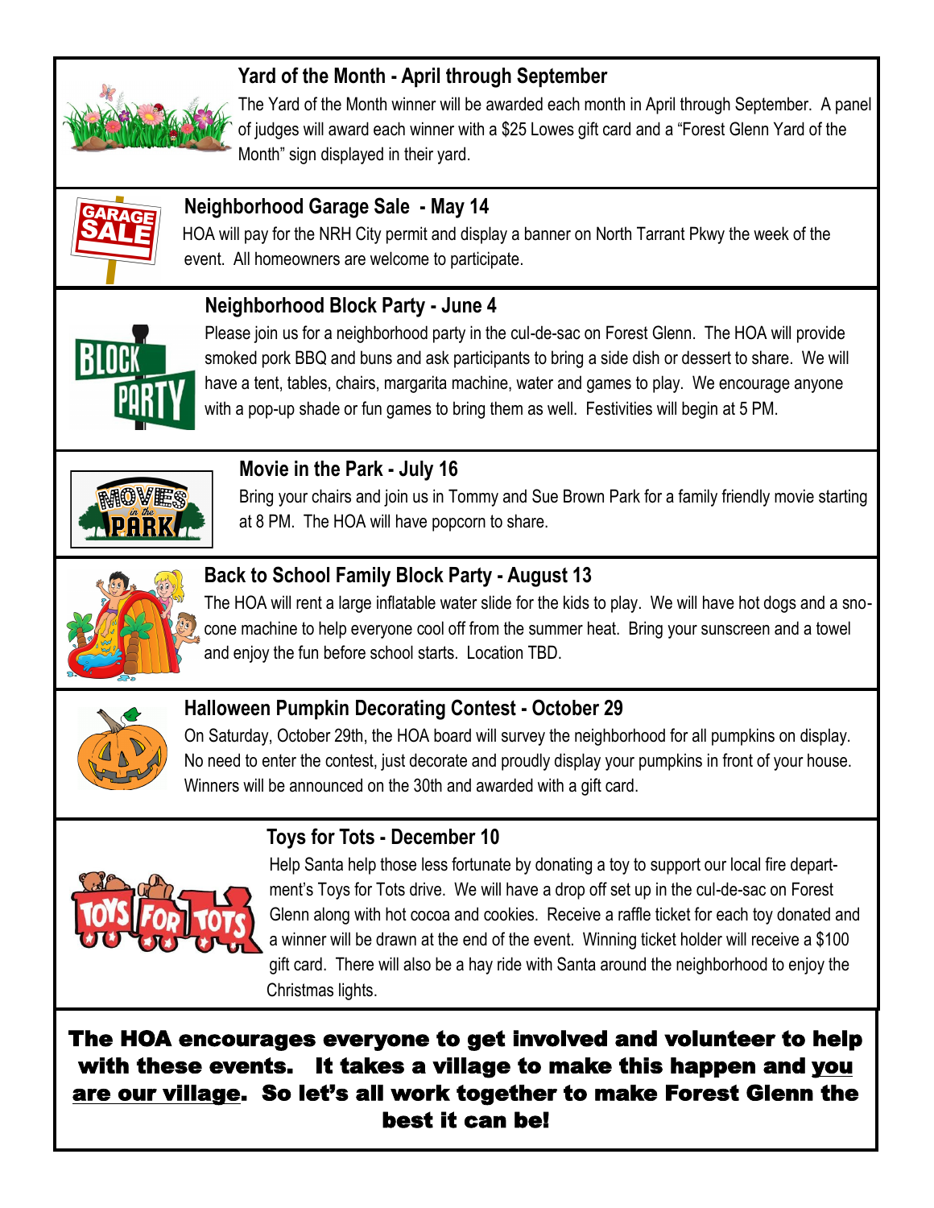### Yard of the Month - April through September

The Yard of the Month winner will be awarded each month in April through September. A panel of judges will award each winner with a $25 Lowes gift card and a "Forest Glenn Yard of the Month" sign displayed in their yard.

### Neighborhood Garage Sale - May 14

HOA will pay for the NRH City permit and display a banner on North Tarrant Pkwy the week of the event. All homeowners are welcome to participate.

### Neighborhood Block Party - June 4

Please join us for a neighborhood party in the cul-de-sac on Forest Glenn. The HOA will provide smoked pork BBQ and buns and ask participants to bring a side dish or dessert to share. We will have a tent, tables, chairs, margarita machine, water and games to play. We encourage anyone with a pop-up shade or fun games to bring them as well. Festivities will begin at 5 PM.

### Movie in the Park - July 16

Bring your chairs and join us in Tommy and Sue Brown Park for a family friendly movie starting at 8 PM. The HOA will have popcorn to share.

### Back to School Family Block Party - August 13

The HOA will rent a large inflatable water slide for the kids to play. We will have hot dogs and a sno-cone machine to help everyone cool off from the summer heat. Bring your sunscreen and a towel and enjoy the fun before school starts. Location TBD.

### Halloween Pumpkin Decorating Contest - October 29

On Saturday, October 29th, the HOA board will survey the neighborhood for all pumpkins on display. No need to enter the contest, just decorate and proudly display your pumpkins in front of your house. Winners will be announced on the 30th and awarded with a gift card.

### Toys for Tots - December 10

Help Santa help those less fortunate by donating a toy to support our local fire department's Toys for Tots drive. We will have a drop off set up in the cul-de-sac on Forest Glenn along with hot cocoa and cookies. Receive a raffle ticket for each toy donated and a winner will be drawn at the end of the event. Winning ticket holder will receive a $100 gift card. There will also be a hay ride with Santa around the neighborhood to enjoy the Christmas lights.

**The HOA encourages everyone to get involved and volunteer to help with these events. It takes a village to make this happen and <u>you are our village</u>. So let's all work together to make Forest Glenn the best it can be!**